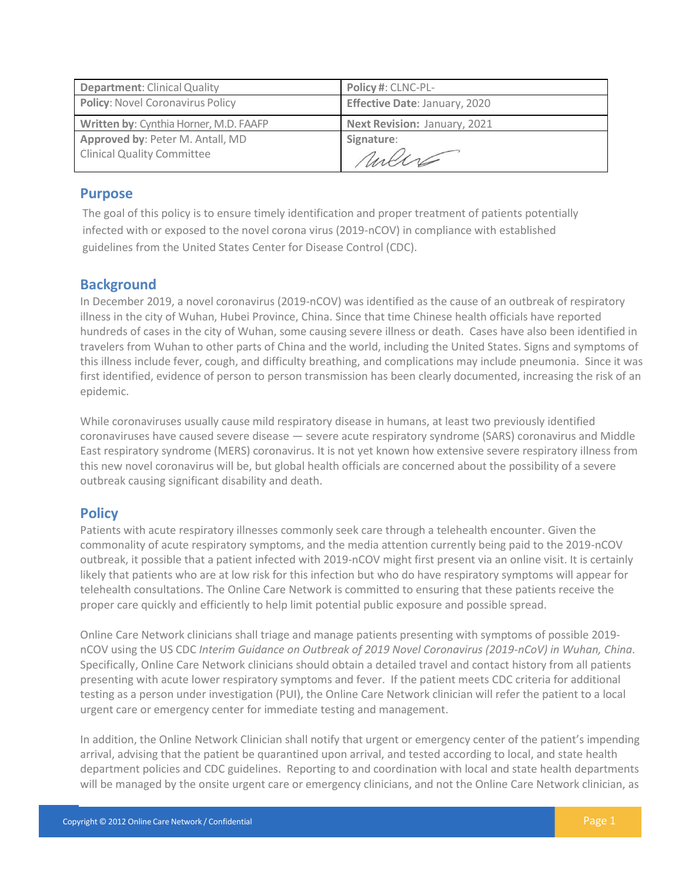| **Department**: Clinical Quality | **Policy #**: CLNC-PL- |
|---|---|
| **Policy**: Novel Coronavirus Policy | **Effective Date**: January, 2020 |
| **Written by**: Cynthia Horner, M.D. FAAFP | **Next Revision**: January, 2021 |
| **Approved by**: Peter M. Antall, MD<br>Clinical Quality Committee | **Signature**: |

## Purpose

The goal of this policy is to ensure timely identification and proper treatment of patients potentially infected with or exposed to the novel corona virus (2019-nCOV) in compliance with established guidelines from the United States Center for Disease Control (CDC).

## Background

In December 2019, a novel coronavirus (2019-nCOV) was identified as the cause of an outbreak of respiratory illness in the city of Wuhan, Hubei Province, China. Since that time Chinese health officials have reported hundreds of cases in the city of Wuhan, some causing severe illness or death. Cases have also been identified in travelers from Wuhan to other parts of China and the world, including the United States. Signs and symptoms of this illness include fever, cough, and difficulty breathing, and complications may include pneumonia. Since it was first identified, evidence of person to person transmission has been clearly documented, increasing the risk of an epidemic.

While coronaviruses usually cause mild respiratory disease in humans, at least two previously identified coronaviruses have caused severe disease — severe acute respiratory syndrome (SARS) coronavirus and Middle East respiratory syndrome (MERS) coronavirus. It is not yet known how extensive severe respiratory illness from this new novel coronavirus will be, but global health officials are concerned about the possibility of a severe outbreak causing significant disability and death.

## Policy

Patients with acute respiratory illnesses commonly seek care through a telehealth encounter. Given the commonality of acute respiratory symptoms, and the media attention currently being paid to the 2019-nCOV outbreak, it possible that a patient infected with 2019-nCOV might first present via an online visit. It is certainly likely that patients who are at low risk for this infection but who do have respiratory symptoms will appear for telehealth consultations. The Online Care Network is committed to ensuring that these patients receive the proper care quickly and efficiently to help limit potential public exposure and possible spread.

Online Care Network clinicians shall triage and manage patients presenting with symptoms of possible 2019-nCOV using the US CDC *Interim Guidance on Outbreak of 2019 Novel Coronavirus (2019-nCoV) in Wuhan, China*. Specifically, Online Care Network clinicians should obtain a detailed travel and contact history from all patients presenting with acute lower respiratory symptoms and fever. If the patient meets CDC criteria for additional testing as a person under investigation (PUI), the Online Care Network clinician will refer the patient to a local urgent care or emergency center for immediate testing and management.

In addition, the Online Network Clinician shall notify that urgent or emergency center of the patient's impending arrival, advising that the patient be quarantined upon arrival, and tested according to local, and state health department policies and CDC guidelines. Reporting to and coordination with local and state health departments will be managed by the onsite urgent care or emergency clinicians, and not the Online Care Network clinician, as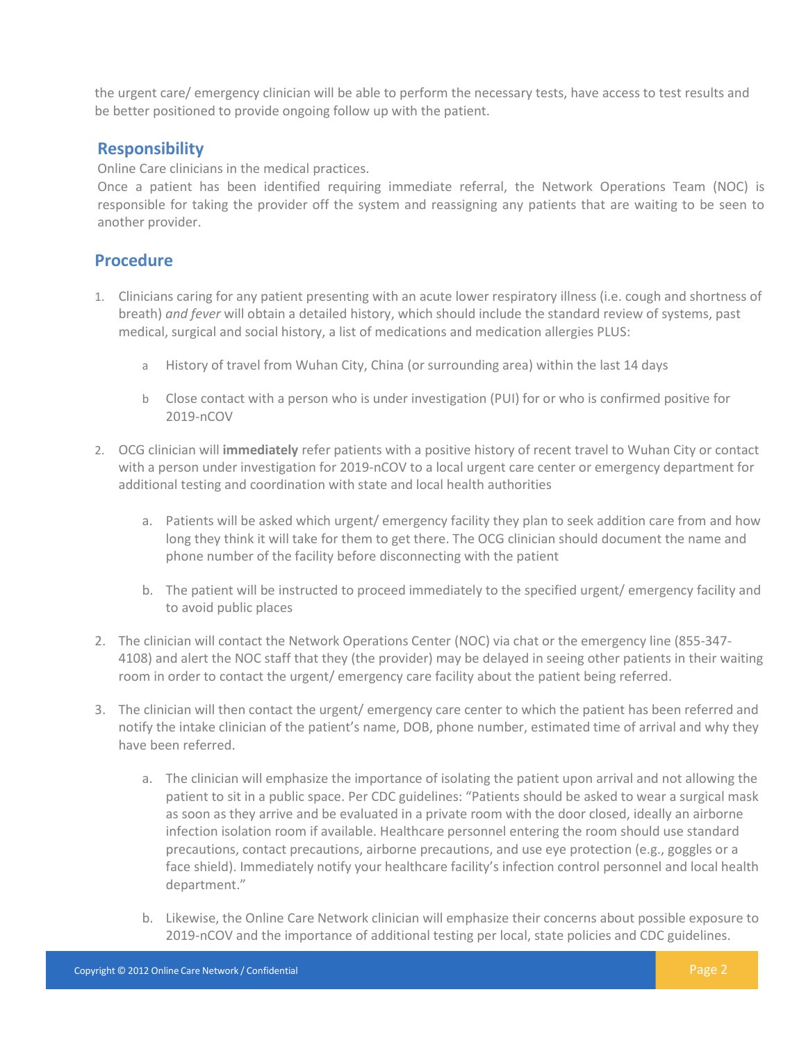the urgent care/ emergency clinician will be able to perform the necessary tests, have access to test results and be better positioned to provide ongoing follow up with the patient.

## Responsibility

Online Care clinicians in the medical practices.

Once a patient has been identified requiring immediate referral, the Network Operations Team (NOC) is responsible for taking the provider off the system and reassigning any patients that are waiting to be seen to another provider.

## Procedure

1. Clinicians caring for any patient presenting with an acute lower respiratory illness (i.e. cough and shortness of breath) *and fever* will obtain a detailed history, which should include the standard review of systems, past medical, surgical and social history, a list of medications and medication allergies PLUS:

    a History of travel from Wuhan City, China (or surrounding area) within the last 14 days

    b Close contact with a person who is under investigation (PUI) for or who is confirmed positive for 2019-nCOV

2. OCG clinician will **immediately** refer patients with a positive history of recent travel to Wuhan City or contact with a person under investigation for 2019-nCOV to a local urgent care center or emergency department for additional testing and coordination with state and local health authorities

    a. Patients will be asked which urgent/ emergency facility they plan to seek addition care from and how long they think it will take for them to get there. The OCG clinician should document the name and phone number of the facility before disconnecting with the patient

    b. The patient will be instructed to proceed immediately to the specified urgent/ emergency facility and to avoid public places

2. The clinician will contact the Network Operations Center (NOC) via chat or the emergency line (855-347-4108) and alert the NOC staff that they (the provider) may be delayed in seeing other patients in their waiting room in order to contact the urgent/ emergency care facility about the patient being referred.

3. The clinician will then contact the urgent/ emergency care center to which the patient has been referred and notify the intake clinician of the patient's name, DOB, phone number, estimated time of arrival and why they have been referred.

    a. The clinician will emphasize the importance of isolating the patient upon arrival and not allowing the patient to sit in a public space. Per CDC guidelines: "Patients should be asked to wear a surgical mask as soon as they arrive and be evaluated in a private room with the door closed, ideally an airborne infection isolation room if available. Healthcare personnel entering the room should use standard precautions, contact precautions, airborne precautions, and use eye protection (e.g., goggles or a face shield). Immediately notify your healthcare facility's infection control personnel and local health department."

    b. Likewise, the Online Care Network clinician will emphasize their concerns about possible exposure to 2019-nCOV and the importance of additional testing per local, state policies and CDC guidelines.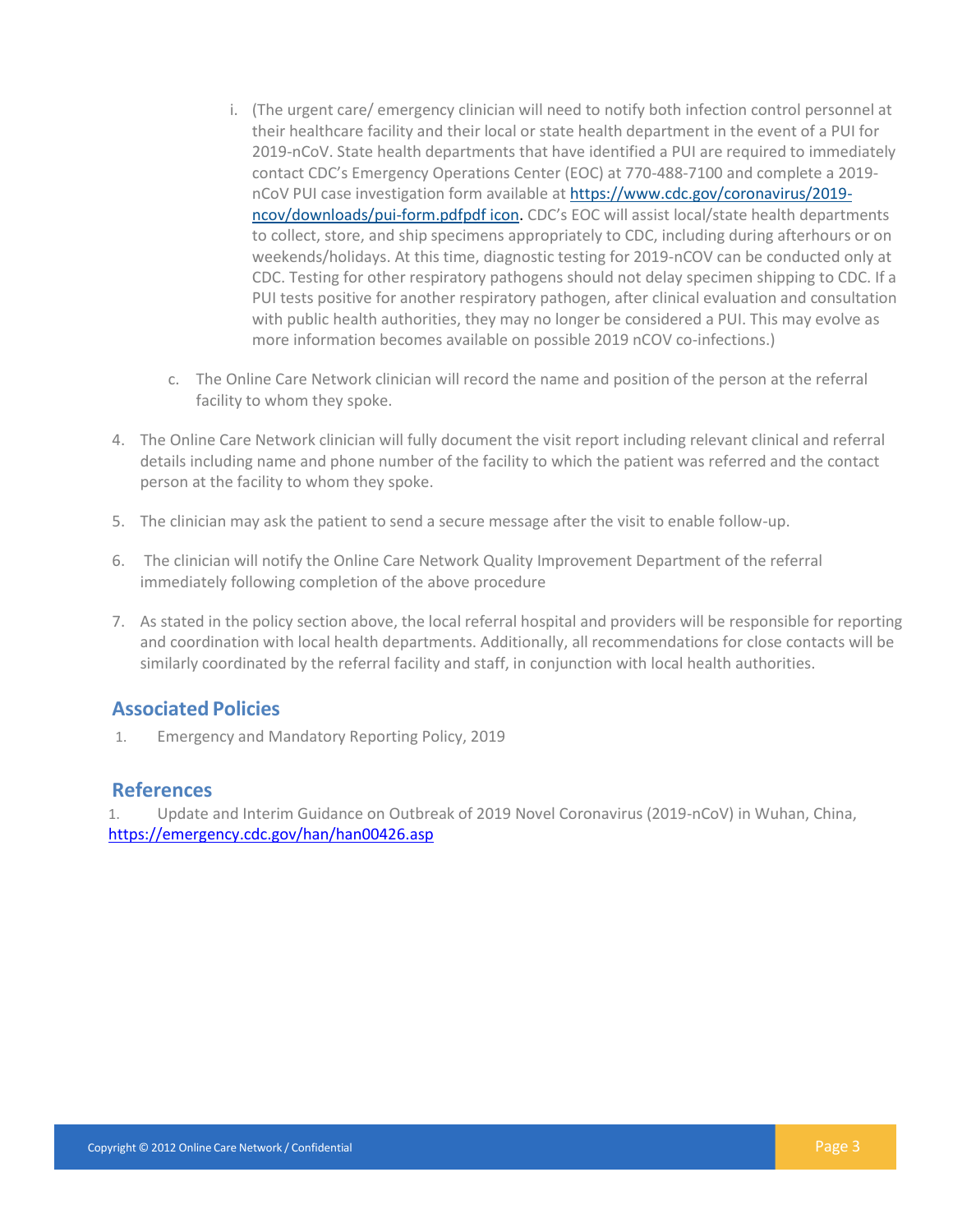i. (The urgent care/ emergency clinician will need to notify both infection control personnel at their healthcare facility and their local or state health department in the event of a PUI for 2019-nCoV. State health departments that have identified a PUI are required to immediately contact CDC's Emergency Operations Center (EOC) at 770-488-7100 and complete a 2019-nCoV PUI case investigation form available at [https://www.cdc.gov/coronavirus/2019-ncov/downloads/pui-form.pdfpdf icon](https://www.cdc.gov/coronavirus/2019-ncov/downloads/pui-form.pdf). CDC's EOC will assist local/state health departments to collect, store, and ship specimens appropriately to CDC, including during afterhours or on weekends/holidays. At this time, diagnostic testing for 2019-nCOV can be conducted only at CDC. Testing for other respiratory pathogens should not delay specimen shipping to CDC. If a PUI tests positive for another respiratory pathogen, after clinical evaluation and consultation with public health authorities, they may no longer be considered a PUI. This may evolve as more information becomes available on possible 2019 nCOV co-infections.)

c. The Online Care Network clinician will record the name and position of the person at the referral facility to whom they spoke.

4. The Online Care Network clinician will fully document the visit report including relevant clinical and referral details including name and phone number of the facility to which the patient was referred and the contact person at the facility to whom they spoke.
5. The clinician may ask the patient to send a secure message after the visit to enable follow-up.
6. The clinician will notify the Online Care Network Quality Improvement Department of the referral immediately following completion of the above procedure
7. As stated in the policy section above, the local referral hospital and providers will be responsible for reporting and coordination with local health departments. Additionally, all recommendations for close contacts will be similarly coordinated by the referral facility and staff, in conjunction with local health authorities.

## Associated Policies

1. Emergency and Mandatory Reporting Policy, 2019

## References

1. Update and Interim Guidance on Outbreak of 2019 Novel Coronavirus (2019-nCoV) in Wuhan, China, https://emergency.cdc.gov/han/han00426.asp